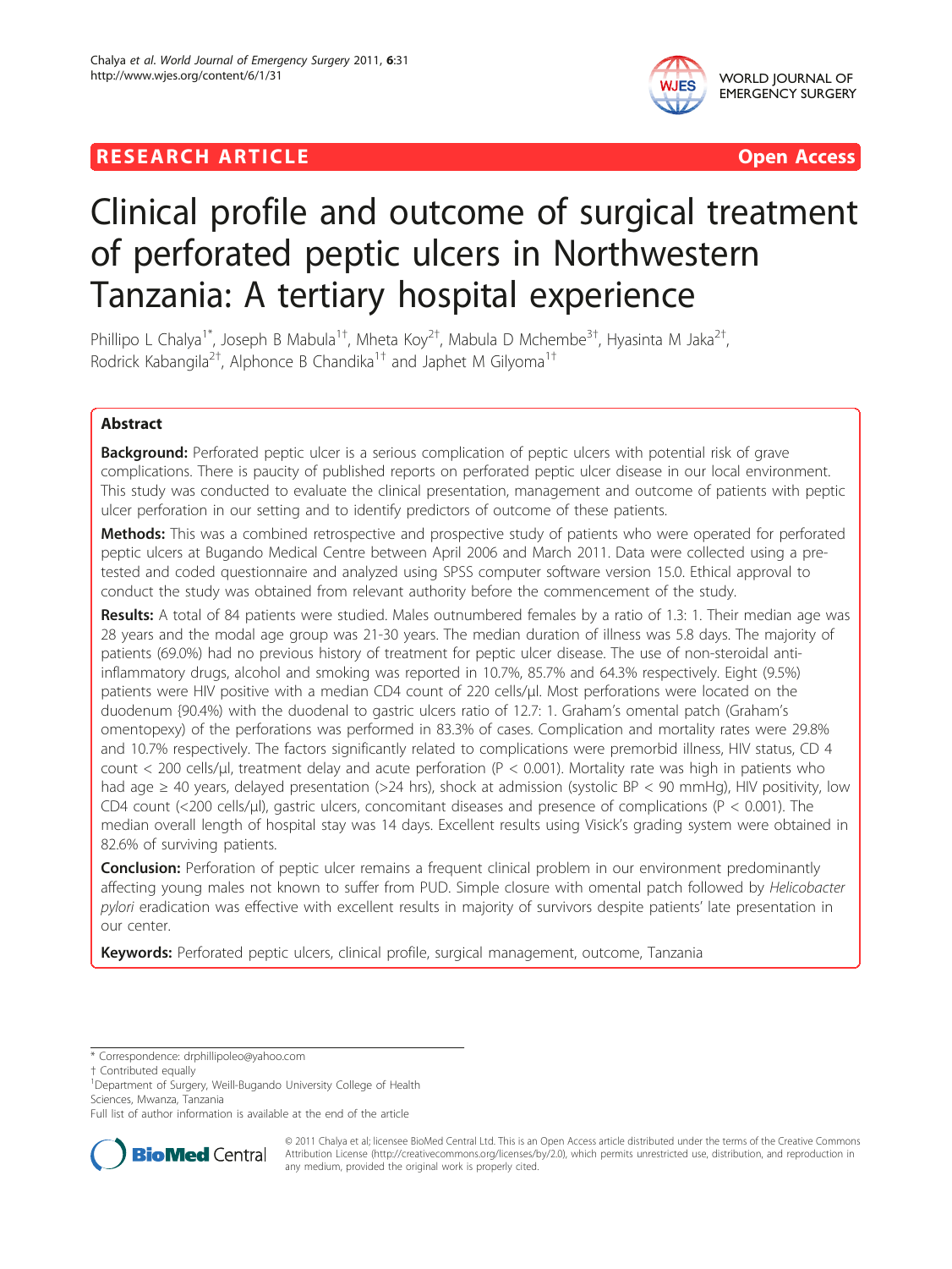RESEARCH ARTICLE

Open Access

# Clinical profile and outcome of surgical treatment of perforated peptic ulcers in Northwestern Tanzania: A tertiary hospital experience

Phillipo L Chalya[1*], Joseph B Mabula[1†], Mheta Koy[2†], Mabula D Mchembe[3†], Hyasinta M Jaka[2†], Rodrick Kabangila[2†], Alphonce B Chandika[1†] and Japhet M Gilyoma[1†]

## Abstract

**Background:** Perforated peptic ulcer is a serious complication of peptic ulcers with potential risk of grave complications. There is paucity of published reports on perforated peptic ulcer disease in our local environment. This study was conducted to evaluate the clinical presentation, management and outcome of patients with peptic ulcer perforation in our setting and to identify predictors of outcome of these patients.

**Methods:** This was a combined retrospective and prospective study of patients who were operated for perforated peptic ulcers at Bugando Medical Centre between April 2006 and March 2011. Data were collected using a pre-tested and coded questionnaire and analyzed using SPSS computer software version 15.0. Ethical approval to conduct the study was obtained from relevant authority before the commencement of the study.

**Results:** A total of 84 patients were studied. Males outnumbered females by a ratio of 1.3: 1. Their median age was 28 years and the modal age group was 21-30 years. The median duration of illness was 5.8 days. The majority of patients (69.0%) had no previous history of treatment for peptic ulcer disease. The use of non-steroidal anti-inflammatory drugs, alcohol and smoking was reported in 10.7%, 85.7% and 64.3% respectively. Eight (9.5%) patients were HIV positive with a median CD4 count of 220 cells/μl. Most perforations were located on the duodenum {90.4%) with the duodenal to gastric ulcers ratio of 12.7: 1. Graham's omental patch (Graham's omentopexy) of the perforations was performed in 83.3% of cases. Complication and mortality rates were 29.8% and 10.7% respectively. The factors significantly related to complications were premorbid illness, HIV status, CD 4 count < 200 cells/μl, treatment delay and acute perforation ($P < 0.001$). Mortality rate was high in patients who had age ≥ 40 years, delayed presentation (>24 hrs), shock at admission (systolic BP < 90 mmHg), HIV positivity, low CD4 count (<200 cells/μl), gastric ulcers, concomitant diseases and presence of complications ($P < 0.001$). The median overall length of hospital stay was 14 days. Excellent results using Visick's grading system were obtained in 82.6% of surviving patients.

**Conclusion:** Perforation of peptic ulcer remains a frequent clinical problem in our environment predominantly affecting young males not known to suffer from PUD. Simple closure with omental patch followed by *Helicobacter pylori* eradication was effective with excellent results in majority of survivors despite patients' late presentation in our center.

**Keywords:** Perforated peptic ulcers, clinical profile, surgical management, outcome, Tanzania

* Correspondence: drphillipoleo@yahoo.com
† Contributed equally
[1]Department of Surgery, Weill-Bugando University College of Health Sciences, Mwanza, Tanzania
Full list of author information is available at the end of the article

© 2011 Chalya et al; licensee BioMed Central Ltd. This is an Open Access article distributed under the terms of the Creative Commons Attribution License (http://creativecommons.org/licenses/by/2.0), which permits unrestricted use, distribution, and reproduction in any medium, provided the original work is properly cited.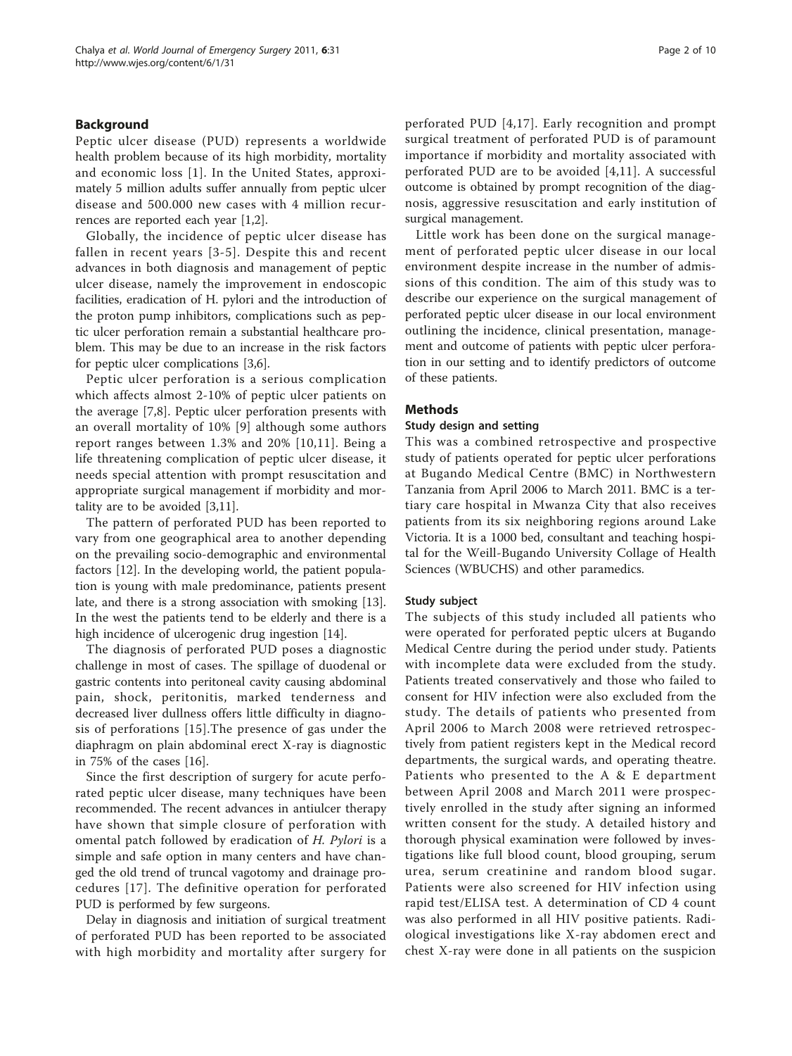## Background

Peptic ulcer disease (PUD) represents a worldwide health problem because of its high morbidity, mortality and economic loss [1]. In the United States, approximately 5 million adults suffer annually from peptic ulcer disease and 500.000 new cases with 4 million recurrences are reported each year [1,2].

Globally, the incidence of peptic ulcer disease has fallen in recent years [3-5]. Despite this and recent advances in both diagnosis and management of peptic ulcer disease, namely the improvement in endoscopic facilities, eradication of H. pylori and the introduction of the proton pump inhibitors, complications such as peptic ulcer perforation remain a substantial healthcare problem. This may be due to an increase in the risk factors for peptic ulcer complications [3,6].

Peptic ulcer perforation is a serious complication which affects almost 2-10% of peptic ulcer patients on the average [7,8]. Peptic ulcer perforation presents with an overall mortality of 10% [9] although some authors report ranges between 1.3% and 20% [10,11]. Being a life threatening complication of peptic ulcer disease, it needs special attention with prompt resuscitation and appropriate surgical management if morbidity and mortality are to be avoided [3,11].

The pattern of perforated PUD has been reported to vary from one geographical area to another depending on the prevailing socio-demographic and environmental factors [12]. In the developing world, the patient population is young with male predominance, patients present late, and there is a strong association with smoking [13]. In the west the patients tend to be elderly and there is a high incidence of ulcerogenic drug ingestion [14].

The diagnosis of perforated PUD poses a diagnostic challenge in most of cases. The spillage of duodenal or gastric contents into peritoneal cavity causing abdominal pain, shock, peritonitis, marked tenderness and decreased liver dullness offers little difficulty in diagnosis of perforations [15].The presence of gas under the diaphragm on plain abdominal erect X-ray is diagnostic in 75% of the cases [16].

Since the first description of surgery for acute perforated peptic ulcer disease, many techniques have been recommended. The recent advances in antiulcer therapy have shown that simple closure of perforation with omental patch followed by eradication of *H. Pylori* is a simple and safe option in many centers and have changed the old trend of truncal vagotomy and drainage procedures [17]. The definitive operation for perforated PUD is performed by few surgeons.

Delay in diagnosis and initiation of surgical treatment of perforated PUD has been reported to be associated with high morbidity and mortality after surgery for perforated PUD [4,17]. Early recognition and prompt surgical treatment of perforated PUD is of paramount importance if morbidity and mortality associated with perforated PUD are to be avoided [4,11]. A successful outcome is obtained by prompt recognition of the diagnosis, aggressive resuscitation and early institution of surgical management.

Little work has been done on the surgical management of perforated peptic ulcer disease in our local environment despite increase in the number of admissions of this condition. The aim of this study was to describe our experience on the surgical management of perforated peptic ulcer disease in our local environment outlining the incidence, clinical presentation, management and outcome of patients with peptic ulcer perforation in our setting and to identify predictors of outcome of these patients.

## Methods

### Study design and setting

This was a combined retrospective and prospective study of patients operated for peptic ulcer perforations at Bugando Medical Centre (BMC) in Northwestern Tanzania from April 2006 to March 2011. BMC is a tertiary care hospital in Mwanza City that also receives patients from its six neighboring regions around Lake Victoria. It is a 1000 bed, consultant and teaching hospital for the Weill-Bugando University Collage of Health Sciences (WBUCHS) and other paramedics.

### Study subject

The subjects of this study included all patients who were operated for perforated peptic ulcers at Bugando Medical Centre during the period under study. Patients with incomplete data were excluded from the study. Patients treated conservatively and those who failed to consent for HIV infection were also excluded from the study. The details of patients who presented from April 2006 to March 2008 were retrieved retrospectively from patient registers kept in the Medical record departments, the surgical wards, and operating theatre. Patients who presented to the A & E department between April 2008 and March 2011 were prospectively enrolled in the study after signing an informed written consent for the study. A detailed history and thorough physical examination were followed by investigations like full blood count, blood grouping, serum urea, serum creatinine and random blood sugar. Patients were also screened for HIV infection using rapid test/ELISA test. A determination of CD 4 count was also performed in all HIV positive patients. Radiological investigations like X-ray abdomen erect and chest X-ray were done in all patients on the suspicion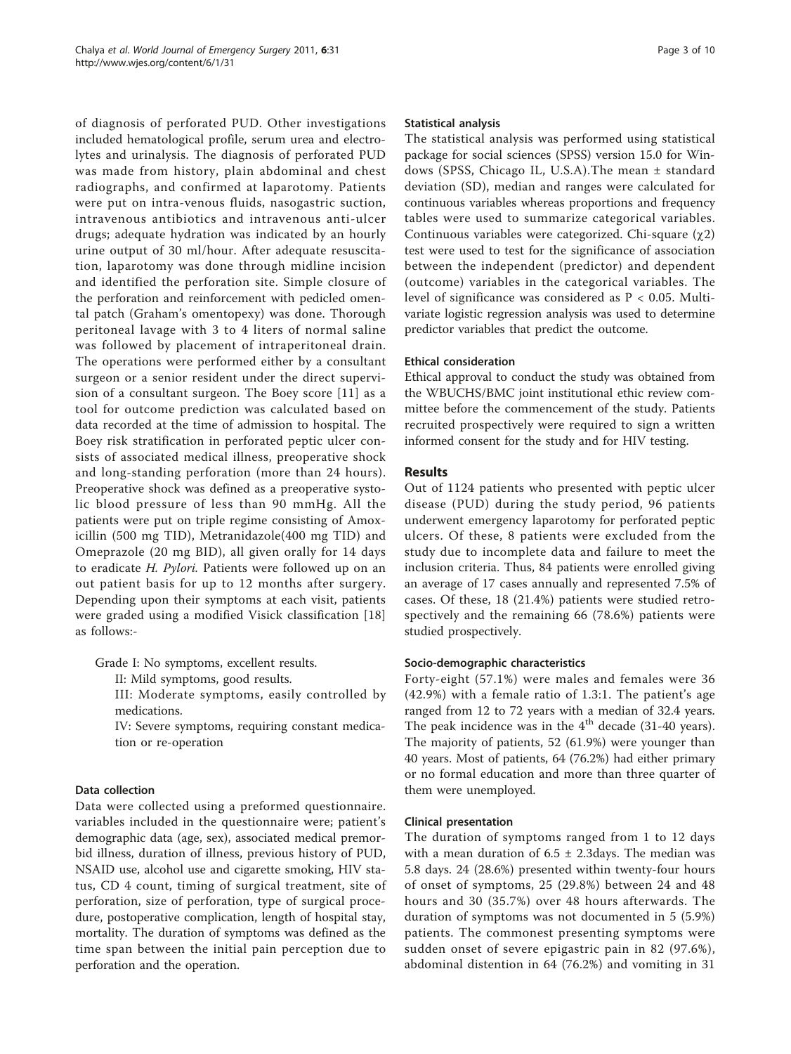of diagnosis of perforated PUD. Other investigations included hematological profile, serum urea and electrolytes and urinalysis. The diagnosis of perforated PUD was made from history, plain abdominal and chest radiographs, and confirmed at laparotomy. Patients were put on intra-venous fluids, nasogastric suction, intravenous antibiotics and intravenous anti-ulcer drugs; adequate hydration was indicated by an hourly urine output of 30 ml/hour. After adequate resuscitation, laparotomy was done through midline incision and identified the perforation site. Simple closure of the perforation and reinforcement with pedicled omental patch (Graham's omentopexy) was done. Thorough peritoneal lavage with 3 to 4 liters of normal saline was followed by placement of intraperitoneal drain. The operations were performed either by a consultant surgeon or a senior resident under the direct supervision of a consultant surgeon. The Boey score [11] as a tool for outcome prediction was calculated based on data recorded at the time of admission to hospital. The Boey risk stratification in perforated peptic ulcer consists of associated medical illness, preoperative shock and long-standing perforation (more than 24 hours). Preoperative shock was defined as a preoperative systolic blood pressure of less than 90 mmHg. All the patients were put on triple regime consisting of Amoxicillin (500 mg TID), Metranidazole(400 mg TID) and Omeprazole (20 mg BID), all given orally for 14 days to eradicate *H. Pylori.* Patients were followed up on an out patient basis for up to 12 months after surgery. Depending upon their symptoms at each visit, patients were graded using a modified Visick classification [18] as follows:-

Grade I: No symptoms, excellent results.

II: Mild symptoms, good results.

III: Moderate symptoms, easily controlled by medications.

IV: Severe symptoms, requiring constant medication or re-operation

### Data collection

Data were collected using a preformed questionnaire. variables included in the questionnaire were; patient's demographic data (age, sex), associated medical premorbid illness, duration of illness, previous history of PUD, NSAID use, alcohol use and cigarette smoking, HIV status, CD 4 count, timing of surgical treatment, site of perforation, size of perforation, type of surgical procedure, postoperative complication, length of hospital stay, mortality. The duration of symptoms was defined as the time span between the initial pain perception due to perforation and the operation.

### Statistical analysis

The statistical analysis was performed using statistical package for social sciences (SPSS) version 15.0 for Windows (SPSS, Chicago IL, U.S.A).The mean ± standard deviation (SD), median and ranges were calculated for continuous variables whereas proportions and frequency tables were used to summarize categorical variables. Continuous variables were categorized. Chi-square ($\chi 2$) test were used to test for the significance of association between the independent (predictor) and dependent (outcome) variables in the categorical variables. The level of significance was considered as $P < 0.05$. Multivariate logistic regression analysis was used to determine predictor variables that predict the outcome.

### Ethical consideration

Ethical approval to conduct the study was obtained from the WBUCHS/BMC joint institutional ethic review committee before the commencement of the study. Patients recruited prospectively were required to sign a written informed consent for the study and for HIV testing.

## Results

Out of 1124 patients who presented with peptic ulcer disease (PUD) during the study period, 96 patients underwent emergency laparotomy for perforated peptic ulcers. Of these, 8 patients were excluded from the study due to incomplete data and failure to meet the inclusion criteria. Thus, 84 patients were enrolled giving an average of 17 cases annually and represented 7.5% of cases. Of these, 18 (21.4%) patients were studied retrospectively and the remaining 66 (78.6%) patients were studied prospectively.

### Socio-demographic characteristics

Forty-eight (57.1%) were males and females were 36 (42.9%) with a female ratio of 1.3:1. The patient's age ranged from 12 to 72 years with a median of 32.4 years. The peak incidence was in the 4[th] decade (31-40 years). The majority of patients, 52 (61.9%) were younger than 40 years. Most of patients, 64 (76.2%) had either primary or no formal education and more than three quarter of them were unemployed.

### Clinical presentation

The duration of symptoms ranged from 1 to 12 days with a mean duration of 6.5 ± 2.3days. The median was 5.8 days. 24 (28.6%) presented within twenty-four hours of onset of symptoms, 25 (29.8%) between 24 and 48 hours and 30 (35.7%) over 48 hours afterwards. The duration of symptoms was not documented in 5 (5.9%) patients. The commonest presenting symptoms were sudden onset of severe epigastric pain in 82 (97.6%), abdominal distention in 64 (76.2%) and vomiting in 31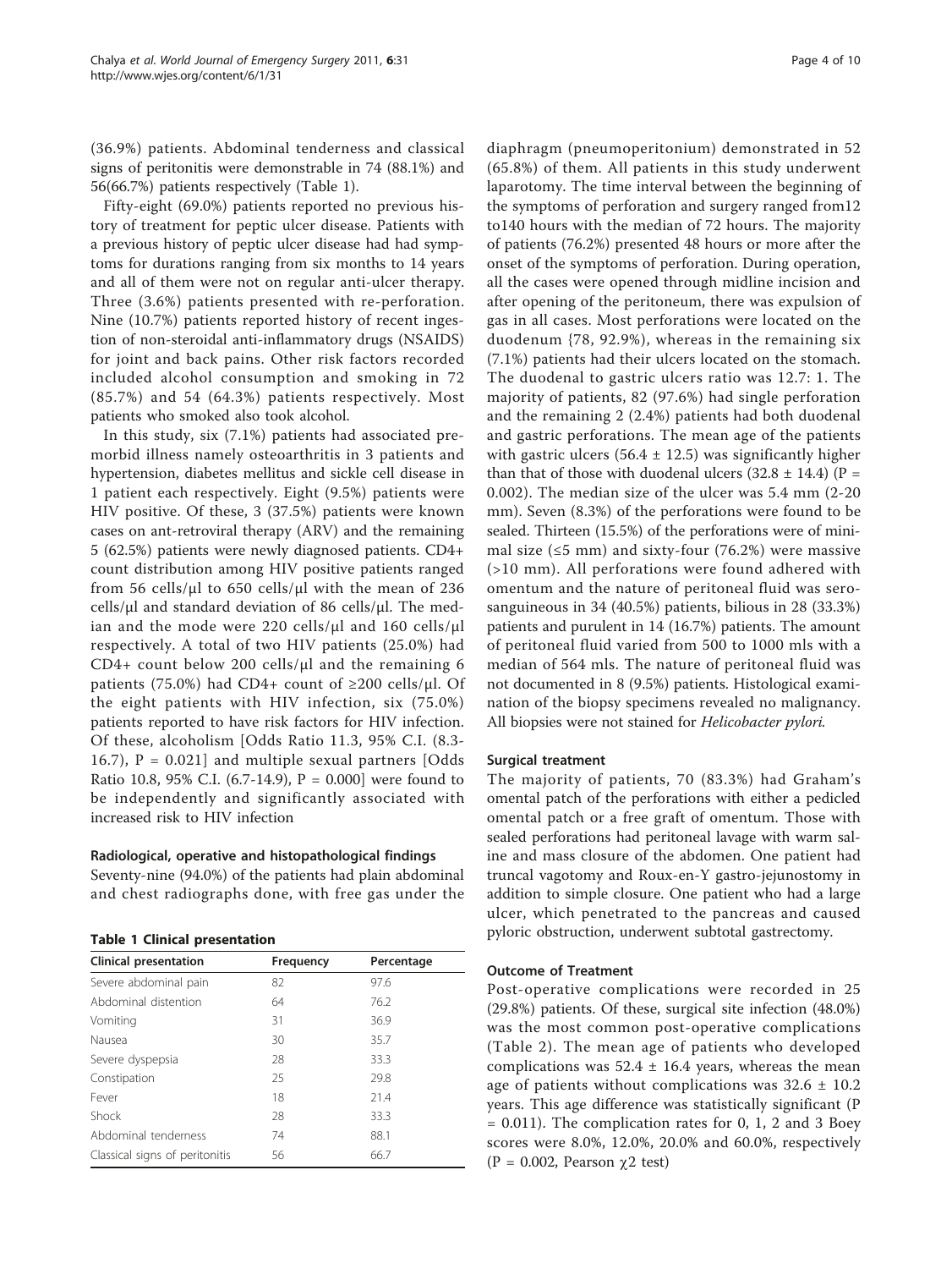(36.9%) patients. Abdominal tenderness and classical signs of peritonitis were demonstrable in 74 (88.1%) and 56(66.7%) patients respectively (Table 1).

Fifty-eight (69.0%) patients reported no previous history of treatment for peptic ulcer disease. Patients with a previous history of peptic ulcer disease had had symptoms for durations ranging from six months to 14 years and all of them were not on regular anti-ulcer therapy. Three (3.6%) patients presented with re-perforation. Nine (10.7%) patients reported history of recent ingestion of non-steroidal anti-inflammatory drugs (NSAIDS) for joint and back pains. Other risk factors recorded included alcohol consumption and smoking in 72 (85.7%) and 54 (64.3%) patients respectively. Most patients who smoked also took alcohol.

In this study, six (7.1%) patients had associated premorbid illness namely osteoarthritis in 3 patients and hypertension, diabetes mellitus and sickle cell disease in 1 patient each respectively. Eight (9.5%) patients were HIV positive. Of these, 3 (37.5%) patients were known cases on ant-retroviral therapy (ARV) and the remaining 5 (62.5%) patients were newly diagnosed patients. CD4+ count distribution among HIV positive patients ranged from 56 cells/μl to 650 cells/μl with the mean of 236 cells/μl and standard deviation of 86 cells/μl. The median and the mode were 220 cells/μl and 160 cells/μl respectively. A total of two HIV patients (25.0%) had CD4+ count below 200 cells/μl and the remaining 6 patients (75.0%) had CD4+ count of ≥200 cells/μl. Of the eight patients with HIV infection, six (75.0%) patients reported to have risk factors for HIV infection. Of these, alcoholism [Odds Ratio 11.3, 95% C.I. (8.3-16.7), P = 0.021] and multiple sexual partners [Odds Ratio 10.8, 95% C.I. (6.7-14.9), P = 0.000] were found to be independently and significantly associated with increased risk to HIV infection

### Radiological, operative and histopathological findings

Seventy-nine (94.0%) of the patients had plain abdominal and chest radiographs done, with free gas under the diaphragm (pneumoperitonium) demonstrated in 52 (65.8%) of them. All patients in this study underwent laparotomy. The time interval between the beginning of the symptoms of perforation and surgery ranged from12 to140 hours with the median of 72 hours. The majority of patients (76.2%) presented 48 hours or more after the onset of the symptoms of perforation. During operation, all the cases were opened through midline incision and after opening of the peritoneum, there was expulsion of gas in all cases. Most perforations were located on the duodenum {78, 92.9%), whereas in the remaining six (7.1%) patients had their ulcers located on the stomach. The duodenal to gastric ulcers ratio was 12.7: 1. The majority of patients, 82 (97.6%) had single perforation and the remaining 2 (2.4%) patients had both duodenal and gastric perforations. The mean age of the patients with gastric ulcers (56.4 ± 12.5) was significantly higher than that of those with duodenal ulcers (32.8 ± 14.4) (P = 0.002). The median size of the ulcer was 5.4 mm (2-20 mm). Seven (8.3%) of the perforations were found to be sealed. Thirteen (15.5%) of the perforations were of minimal size (≤5 mm) and sixty-four (76.2%) were massive (>10 mm). All perforations were found adhered with omentum and the nature of peritoneal fluid was serosanguineous in 34 (40.5%) patients, bilious in 28 (33.3%) patients and purulent in 14 (16.7%) patients. The amount of peritoneal fluid varied from 500 to 1000 mls with a median of 564 mls. The nature of peritoneal fluid was not documented in 8 (9.5%) patients. Histological examination of the biopsy specimens revealed no malignancy. All biopsies were not stained for *Helicobacter pylori.*

**Table 1 Clinical presentation**

| Clinical presentation | Frequency | Percentage |
|---|---|---|
| Severe abdominal pain | 82 | 97.6 |
| Abdominal distention | 64 | 76.2 |
| Vomiting | 31 | 36.9 |
| Nausea | 30 | 35.7 |
| Severe dyspepsia | 28 | 33.3 |
| Constipation | 25 | 29.8 |
| Fever | 18 | 21.4 |
| Shock | 28 | 33.3 |
| Abdominal tenderness | 74 | 88.1 |
| Classical signs of peritonitis | 56 | 66.7 |

### Surgical treatment

The majority of patients, 70 (83.3%) had Graham's omental patch of the perforations with either a pedicled omental patch or a free graft of omentum. Those with sealed perforations had peritoneal lavage with warm saline and mass closure of the abdomen. One patient had truncal vagotomy and Roux-en-Y gastro-jejunostomy in addition to simple closure. One patient who had a large ulcer, which penetrated to the pancreas and caused pyloric obstruction, underwent subtotal gastrectomy.

### Outcome of Treatment

Post-operative complications were recorded in 25 (29.8%) patients. Of these, surgical site infection (48.0%) was the most common post-operative complications (Table 2). The mean age of patients who developed complications was 52.4 ± 16.4 years, whereas the mean age of patients without complications was 32.6 ± 10.2 years. This age difference was statistically significant (P = 0.011). The complication rates for 0, 1, 2 and 3 Boey scores were 8.0%, 12.0%, 20.0% and 60.0%, respectively (P = 0.002, Pearson $\chi^2$ test)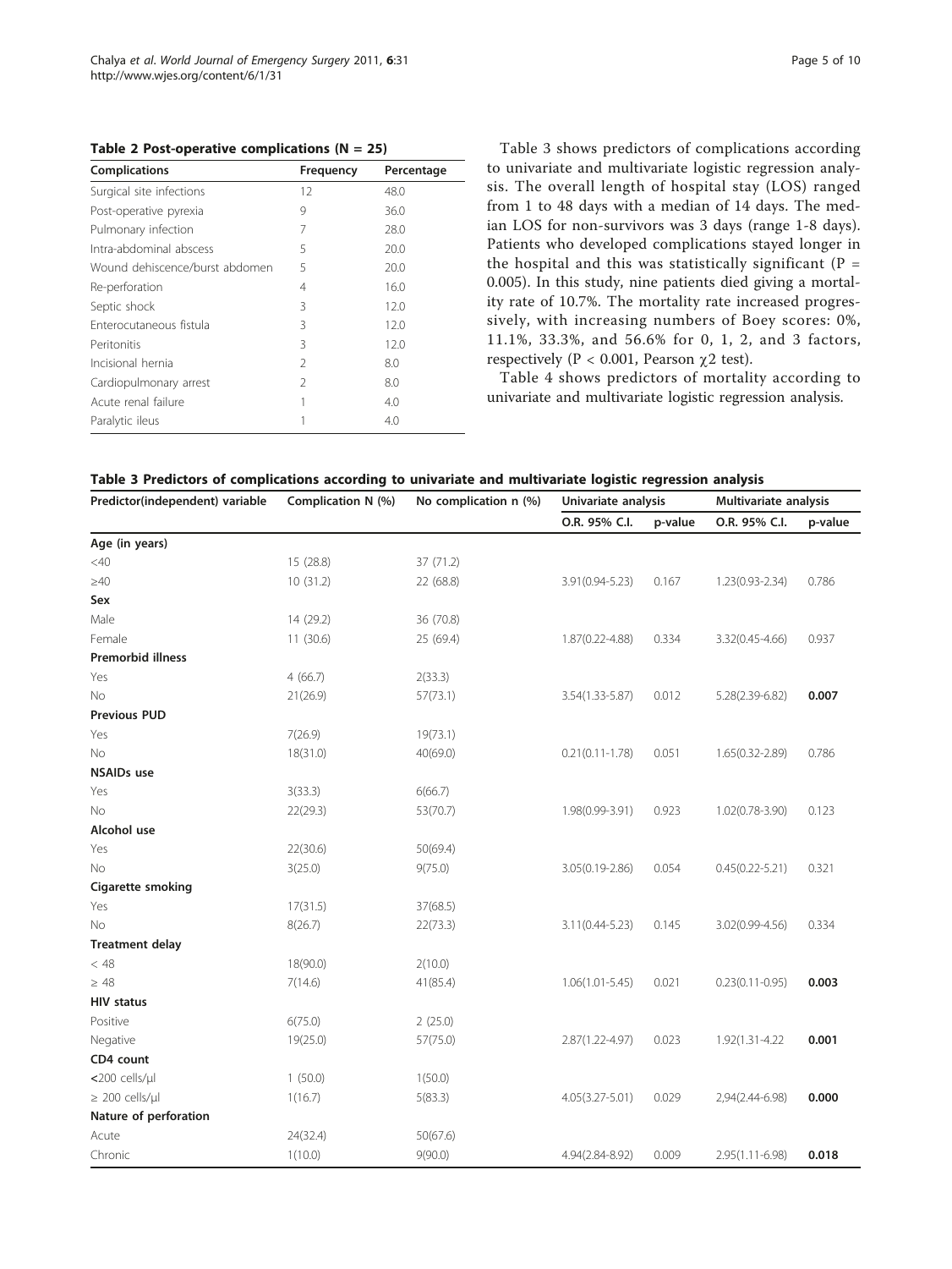**Table 2 Post-operative complications (N = 25)**

| Complications | Frequency | Percentage |
|---|---|---|
| Surgical site infections | 12 | 48.0 |
| Post-operative pyrexia | 9 | 36.0 |
| Pulmonary infection | 7 | 28.0 |
| Intra-abdominal abscess | 5 | 20.0 |
| Wound dehiscence/burst abdomen | 5 | 20.0 |
| Re-perforation | 4 | 16.0 |
| Septic shock | 3 | 12.0 |
| Enterocutaneous fistula | 3 | 12.0 |
| Peritonitis | 3 | 12.0 |
| Incisional hernia | 2 | 8.0 |
| Cardiopulmonary arrest | 2 | 8.0 |
| Acute renal failure | 1 | 4.0 |
| Paralytic ileus | 1 | 4.0 |

Table 3 shows predictors of complications according to univariate and multivariate logistic regression analysis. The overall length of hospital stay (LOS) ranged from 1 to 48 days with a median of 14 days. The median LOS for non-survivors was 3 days (range 1-8 days). Patients who developed complications stayed longer in the hospital and this was statistically significant (P = 0.005). In this study, nine patients died giving a mortality rate of 10.7%. The mortality rate increased progressively, with increasing numbers of Boey scores: 0%, 11.1%, 33.3%, and 56.6% for 0, 1, 2, and 3 factors, respectively (P < 0.001, Pearson $\chi 2$ test).

Table 4 shows predictors of mortality according to univariate and multivariate logistic regression analysis.

**Table 3 Predictors of complications according to univariate and multivariate logistic regression analysis**

| Predictor(independent) variable | Complication N (%) | No complication n (%) | Univariate analysis | | Multivariate analysis | |
|---|---|---|---|---|---|---|
| | | | O.R. 95% C.I. | p-value | O.R. 95% C.I. | p-value |
| **Age (in years)** | | | | | | |
| <40 | 15 (28.8) | 37 (71.2) | | | | |
| ≥40 | 10 (31.2) | 22 (68.8) | 3.91(0.94-5.23) | 0.167 | 1.23(0.93-2.34) | 0.786 |
| **Sex** | | | | | | |
| Male | 14 (29.2) | 36 (70.8) | | | | |
| Female | 11 (30.6) | 25 (69.4) | 1.87(0.22-4.88) | 0.334 | 3.32(0.45-4.66) | 0.937 |
| **Premorbid illness** | | | | | | |
| Yes | 4 (66.7) | 2(33.3) | | | | |
| No | 21(26.9) | 57(73.1) | 3.54(1.33-5.87) | 0.012 | 5.28(2.39-6.82) | **0.007** |
| **Previous PUD** | | | | | | |
| Yes | 7(26.9) | 19(73.1) | | | | |
| No | 18(31.0) | 40(69.0) | 0.21(0.11-1.78) | 0.051 | 1.65(0.32-2.89) | 0.786 |
| **NSAIDs use** | | | | | | |
| Yes | 3(33.3) | 6(66.7) | | | | |
| No | 22(29.3) | 53(70.7) | 1.98(0.99-3.91) | 0.923 | 1.02(0.78-3.90) | 0.123 |
| **Alcohol use** | | | | | | |
| Yes | 22(30.6) | 50(69.4) | | | | |
| No | 3(25.0) | 9(75.0) | 3.05(0.19-2.86) | 0.054 | 0.45(0.22-5.21) | 0.321 |
| **Cigarette smoking** | | | | | | |
| Yes | 17(31.5) | 37(68.5) | | | | |
| No | 8(26.7) | 22(73.3) | 3.11(0.44-5.23) | 0.145 | 3.02(0.99-4.56) | 0.334 |
| **Treatment delay** | | | | | | |
| < 48 | 18(90.0) | 2(10.0) | | | | |
| ≥ 48 | 7(14.6) | 41(85.4) | 1.06(1.01-5.45) | 0.021 | 0.23(0.11-0.95) | **0.003** |
| **HIV status** | | | | | | |
| Positive | 6(75.0) | 2 (25.0) | | | | |
| Negative | 19(25.0) | 57(75.0) | 2.87(1.22-4.97) | 0.023 | 1.92(1.31-4.22 | **0.001** |
| **CD4 count** | | | | | | |
| <200 cells/μl | 1 (50.0) | 1(50.0) | | | | |
| ≥ 200 cells/μl | 1(16.7) | 5(83.3) | 4.05(3.27-5.01) | 0.029 | 2,94(2.44-6.98) | **0.000** |
| **Nature of perforation** | | | | | | |
| Acute | 24(32.4) | 50(67.6) | | | | |
| Chronic | 1(10.0) | 9(90.0) | 4.94(2.84-8.92) | 0.009 | 2.95(1.11-6.98) | **0.018** |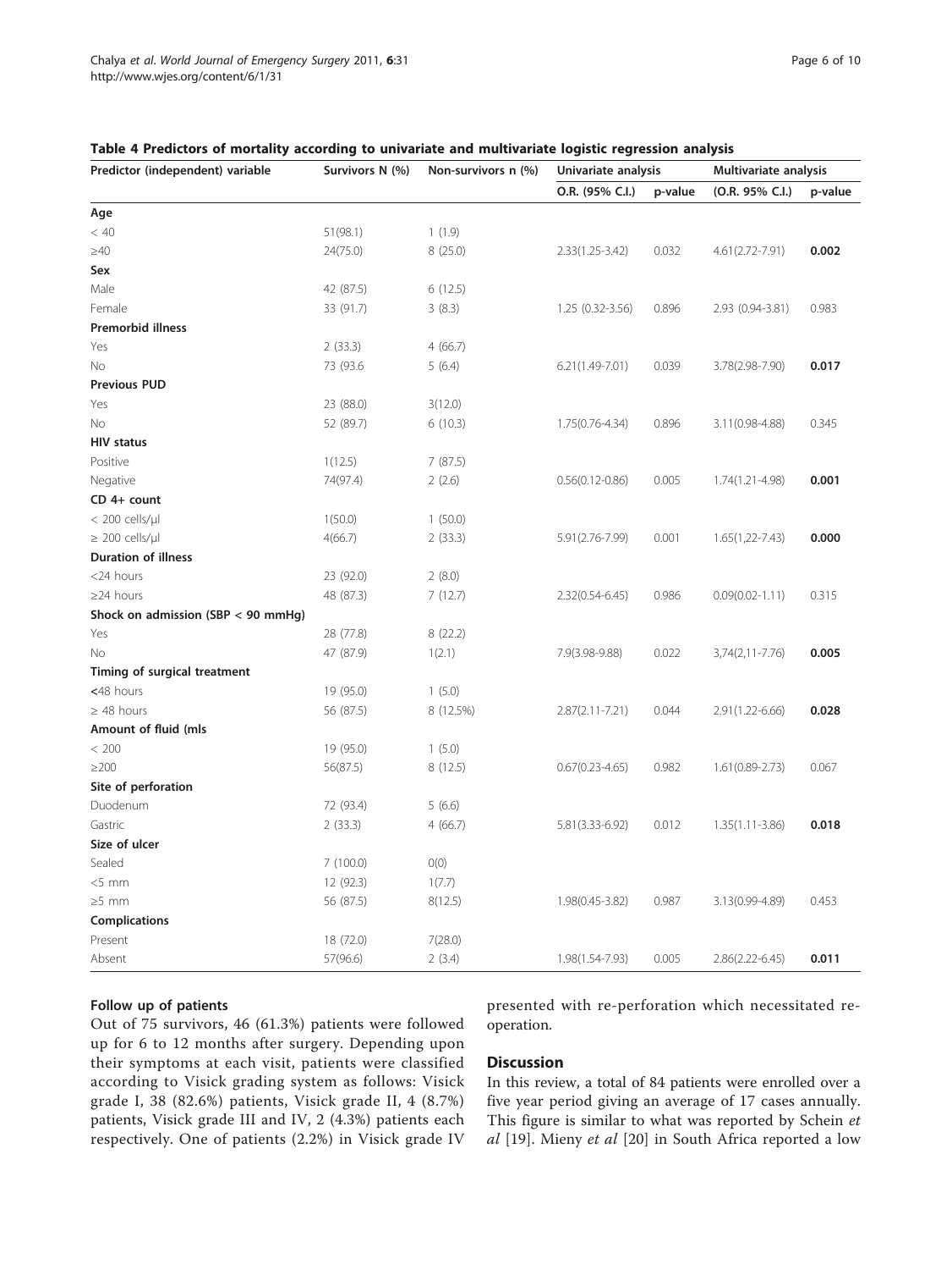**Table 4 Predictors of mortality according to univariate and multivariate logistic regression analysis**

| Predictor (independent) variable | Survivors N (%) | Non-survivors n (%) | Univariate analysis | | Multivariate analysis | |
|---|---|---|---|---|---|---|
| | | | O.R. (95% C.I.) | p-value | (O.R. 95% C.I.) | p-value |
| **Age** | | | | | | |
| < 40 | 51(98.1) | 1 (1.9) | | | | |
| ≥40 | 24(75.0) | 8 (25.0) | 2.33(1.25-3.42) | 0.032 | 4.61(2.72-7.91) | **0.002** |
| **Sex** | | | | | | |
| Male | 42 (87.5) | 6 (12.5) | | | | |
| Female | 33 (91.7) | 3 (8.3) | 1.25 (0.32-3.56) | 0.896 | 2.93 (0.94-3.81) | 0.983 |
| **Premorbid illness** | | | | | | |
| Yes | 2 (33.3) | 4 (66.7) | | | | |
| No | 73 (93.6 | 5 (6.4) | 6.21(1.49-7.01) | 0.039 | 3.78(2.98-7.90) | **0.017** |
| **Previous PUD** | | | | | | |
| Yes | 23 (88.0) | 3(12.0) | | | | |
| No | 52 (89.7) | 6 (10.3) | 1.75(0.76-4.34) | 0.896 | 3.11(0.98-4.88) | 0.345 |
| **HIV status** | | | | | | |
| Positive | 1(12.5) | 7 (87.5) | | | | |
| Negative | 74(97.4) | 2 (2.6) | 0.56(0.12-0.86) | 0.005 | 1.74(1.21-4.98) | **0.001** |
| **CD 4+ count** | | | | | | |
| < 200 cells/μl | 1(50.0) | 1 (50.0) | | | | |
| ≥ 200 cells/μl | 4(66.7) | 2 (33.3) | 5.91(2.76-7.99) | 0.001 | 1.65(1,22-7.43) | **0.000** |
| **Duration of illness** | | | | | | |
| <24 hours | 23 (92.0) | 2 (8.0) | | | | |
| ≥24 hours | 48 (87.3) | 7 (12.7) | 2.32(0.54-6.45) | 0.986 | 0.09(0.02-1.11) | 0.315 |
| **Shock on admission (SBP < 90 mmHg)** | | | | | | |
| Yes | 28 (77.8) | 8 (22.2) | | | | |
| No | 47 (87.9) | 1(2.1) | 7.9(3.98-9.88) | 0.022 | 3,74(2,11-7.76) | **0.005** |
| **Timing of surgical treatment** | | | | | | |
| <48 hours | 19 (95.0) | 1 (5.0) | | | | |
| ≥ 48 hours | 56 (87.5) | 8 (12.5%) | 2.87(2.11-7.21) | 0.044 | 2.91(1.22-6.66) | **0.028** |
| **Amount of fluid (mls** | | | | | | |
| < 200 | 19 (95.0) | 1 (5.0) | | | | |
| ≥200 | 56(87.5) | 8 (12.5) | 0.67(0.23-4.65) | 0.982 | 1.61(0.89-2.73) | 0.067 |
| **Site of perforation** | | | | | | |
| Duodenum | 72 (93.4) | 5 (6.6) | | | | |
| Gastric | 2 (33.3) | 4 (66.7) | 5.81(3.33-6.92) | 0.012 | 1.35(1.11-3.86) | **0.018** |
| **Size of ulcer** | | | | | | |
| Sealed | 7 (100.0) | 0(0) | | | | |
| <5 mm | 12 (92.3) | 1(7.7) | | | | |
| ≥5 mm | 56 (87.5) | 8(12.5) | 1.98(0.45-3.82) | 0.987 | 3.13(0.99-4.89) | 0.453 |
| **Complications** | | | | | | |
| Present | 18 (72.0) | 7(28.0) | | | | |
| Absent | 57(96.6) | 2 (3.4) | 1.98(1.54-7.93) | 0.005 | 2.86(2.22-6.45) | **0.011** |

### Follow up of patients

Out of 75 survivors, 46 (61.3%) patients were followed up for 6 to 12 months after surgery. Depending upon their symptoms at each visit, patients were classified according to Visick grading system as follows: Visick grade I, 38 (82.6%) patients, Visick grade II, 4 (8.7%) patients, Visick grade III and IV, 2 (4.3%) patients each respectively. One of patients (2.2%) in Visick grade IV presented with re-perforation which necessitated re-operation.

## Discussion

In this review, a total of 84 patients were enrolled over a five year period giving an average of 17 cases annually. This figure is similar to what was reported by Schein *et al* [19]. Mieny *et al* [20] in South Africa reported a low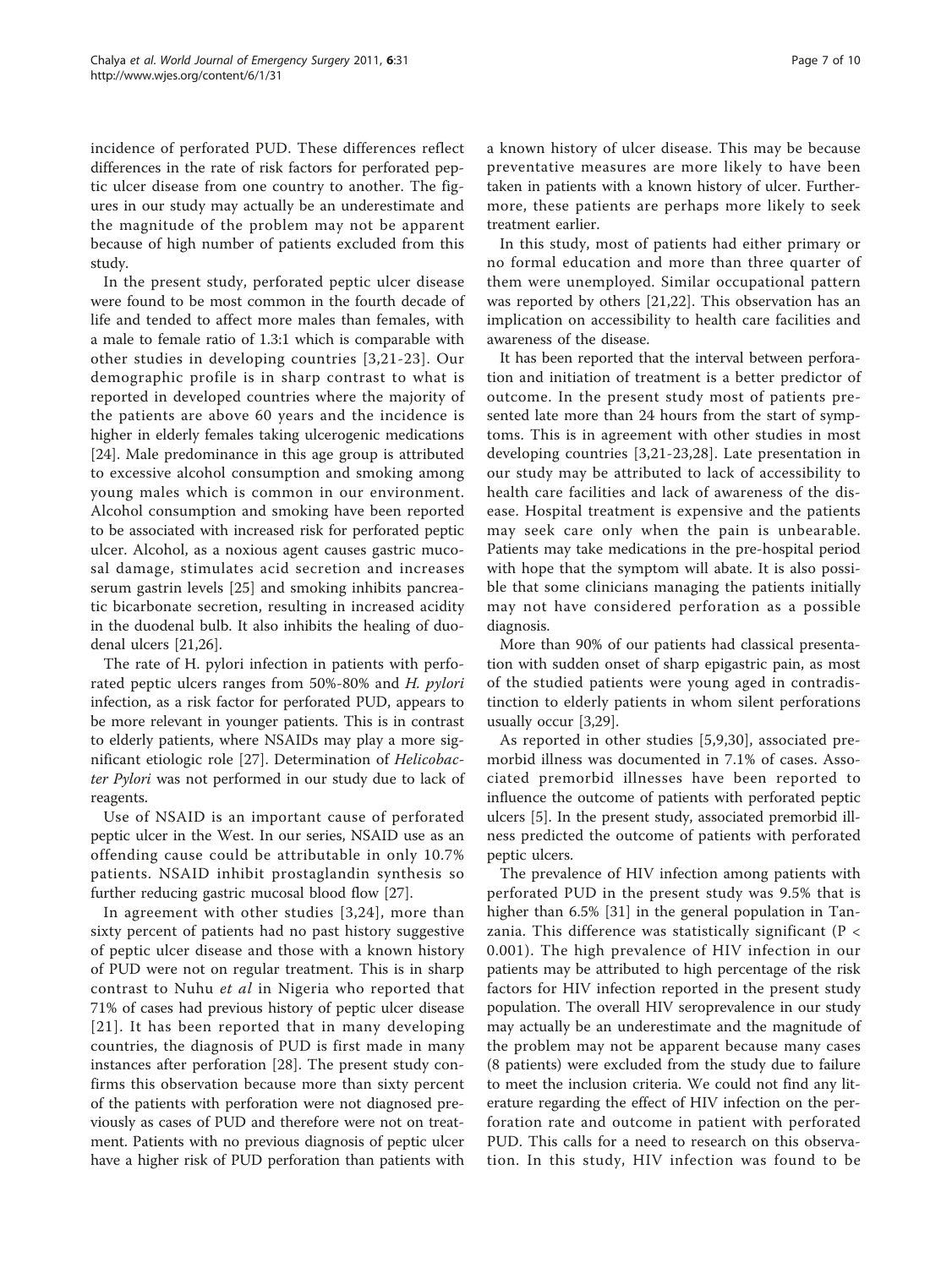incidence of perforated PUD. These differences reflect differences in the rate of risk factors for perforated peptic ulcer disease from one country to another. The figures in our study may actually be an underestimate and the magnitude of the problem may not be apparent because of high number of patients excluded from this study.

In the present study, perforated peptic ulcer disease were found to be most common in the fourth decade of life and tended to affect more males than females, with a male to female ratio of 1.3:1 which is comparable with other studies in developing countries [3,21-23]. Our demographic profile is in sharp contrast to what is reported in developed countries where the majority of the patients are above 60 years and the incidence is higher in elderly females taking ulcerogenic medications [24]. Male predominance in this age group is attributed to excessive alcohol consumption and smoking among young males which is common in our environment. Alcohol consumption and smoking have been reported to be associated with increased risk for perforated peptic ulcer. Alcohol, as a noxious agent causes gastric mucosal damage, stimulates acid secretion and increases serum gastrin levels [25] and smoking inhibits pancreatic bicarbonate secretion, resulting in increased acidity in the duodenal bulb. It also inhibits the healing of duodenal ulcers [21,26].

The rate of H. pylori infection in patients with perforated peptic ulcers ranges from 50%-80% and *H. pylori* infection, as a risk factor for perforated PUD, appears to be more relevant in younger patients. This is in contrast to elderly patients, where NSAIDs may play a more significant etiologic role [27]. Determination of *Helicobacter Pylori* was not performed in our study due to lack of reagents.

Use of NSAID is an important cause of perforated peptic ulcer in the West. In our series, NSAID use as an offending cause could be attributable in only 10.7% patients. NSAID inhibit prostaglandin synthesis so further reducing gastric mucosal blood flow [27].

In agreement with other studies [3,24], more than sixty percent of patients had no past history suggestive of peptic ulcer disease and those with a known history of PUD were not on regular treatment. This is in sharp contrast to Nuhu *et al* in Nigeria who reported that 71% of cases had previous history of peptic ulcer disease [21]. It has been reported that in many developing countries, the diagnosis of PUD is first made in many instances after perforation [28]. The present study confirms this observation because more than sixty percent of the patients with perforation were not diagnosed previously as cases of PUD and therefore were not on treatment. Patients with no previous diagnosis of peptic ulcer have a higher risk of PUD perforation than patients with a known history of ulcer disease. This may be because preventative measures are more likely to have been taken in patients with a known history of ulcer. Furthermore, these patients are perhaps more likely to seek treatment earlier.

In this study, most of patients had either primary or no formal education and more than three quarter of them were unemployed. Similar occupational pattern was reported by others [21,22]. This observation has an implication on accessibility to health care facilities and awareness of the disease.

It has been reported that the interval between perforation and initiation of treatment is a better predictor of outcome. In the present study most of patients presented late more than 24 hours from the start of symptoms. This is in agreement with other studies in most developing countries [3,21-23,28]. Late presentation in our study may be attributed to lack of accessibility to health care facilities and lack of awareness of the disease. Hospital treatment is expensive and the patients may seek care only when the pain is unbearable. Patients may take medications in the pre-hospital period with hope that the symptom will abate. It is also possible that some clinicians managing the patients initially may not have considered perforation as a possible diagnosis.

More than 90% of our patients had classical presentation with sudden onset of sharp epigastric pain, as most of the studied patients were young aged in contradistinction to elderly patients in whom silent perforations usually occur [3,29].

As reported in other studies [5,9,30], associated premorbid illness was documented in 7.1% of cases. Associated premorbid illnesses have been reported to influence the outcome of patients with perforated peptic ulcers [5]. In the present study, associated premorbid illness predicted the outcome of patients with perforated peptic ulcers.

The prevalence of HIV infection among patients with perforated PUD in the present study was 9.5% that is higher than 6.5% [31] in the general population in Tanzania. This difference was statistically significant ($P < 0.001$). The high prevalence of HIV infection in our patients may be attributed to high percentage of the risk factors for HIV infection reported in the present study population. The overall HIV seroprevalence in our study may actually be an underestimate and the magnitude of the problem may not be apparent because many cases (8 patients) were excluded from the study due to failure to meet the inclusion criteria. We could not find any literature regarding the effect of HIV infection on the perforation rate and outcome in patient with perforated PUD. This calls for a need to research on this observation. In this study, HIV infection was found to be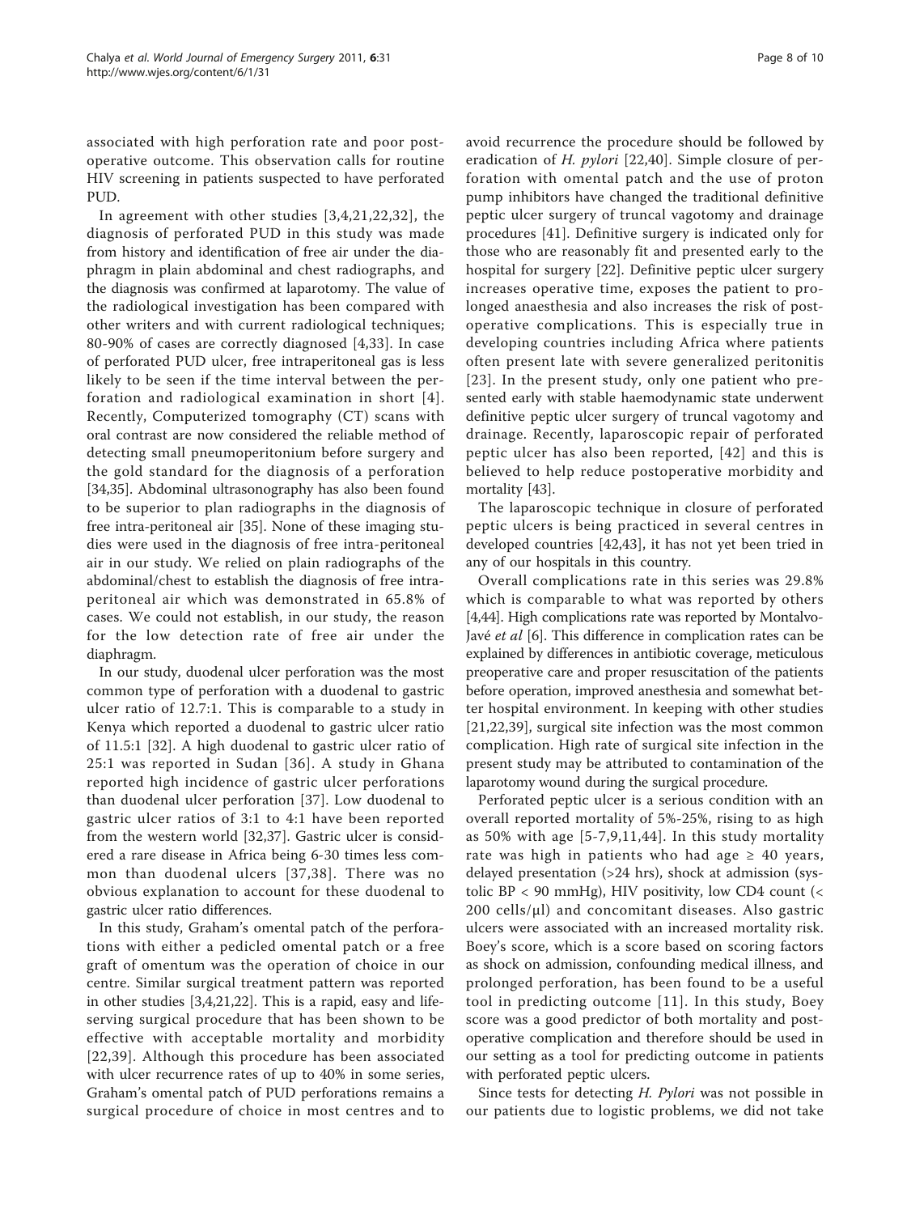associated with high perforation rate and poor postoperative outcome. This observation calls for routine HIV screening in patients suspected to have perforated PUD.

In agreement with other studies [3,4,21,22,32], the diagnosis of perforated PUD in this study was made from history and identification of free air under the diaphragm in plain abdominal and chest radiographs, and the diagnosis was confirmed at laparotomy. The value of the radiological investigation has been compared with other writers and with current radiological techniques; 80-90% of cases are correctly diagnosed [4,33]. In case of perforated PUD ulcer, free intraperitoneal gas is less likely to be seen if the time interval between the perforation and radiological examination in short [4]. Recently, Computerized tomography (CT) scans with oral contrast are now considered the reliable method of detecting small pneumoperitonium before surgery and the gold standard for the diagnosis of a perforation [34,35]. Abdominal ultrasonography has also been found to be superior to plan radiographs in the diagnosis of free intra-peritoneal air [35]. None of these imaging studies were used in the diagnosis of free intra-peritoneal air in our study. We relied on plain radiographs of the abdominal/chest to establish the diagnosis of free intraperitoneal air which was demonstrated in 65.8% of cases. We could not establish, in our study, the reason for the low detection rate of free air under the diaphragm.

In our study, duodenal ulcer perforation was the most common type of perforation with a duodenal to gastric ulcer ratio of 12.7:1. This is comparable to a study in Kenya which reported a duodenal to gastric ulcer ratio of 11.5:1 [32]. A high duodenal to gastric ulcer ratio of 25:1 was reported in Sudan [36]. A study in Ghana reported high incidence of gastric ulcer perforations than duodenal ulcer perforation [37]. Low duodenal to gastric ulcer ratios of 3:1 to 4:1 have been reported from the western world [32,37]. Gastric ulcer is considered a rare disease in Africa being 6-30 times less common than duodenal ulcers [37,38]. There was no obvious explanation to account for these duodenal to gastric ulcer ratio differences.

In this study, Graham's omental patch of the perforations with either a pedicled omental patch or a free graft of omentum was the operation of choice in our centre. Similar surgical treatment pattern was reported in other studies [3,4,21,22]. This is a rapid, easy and life-serving surgical procedure that has been shown to be effective with acceptable mortality and morbidity [22,39]. Although this procedure has been associated with ulcer recurrence rates of up to 40% in some series, Graham's omental patch of PUD perforations remains a surgical procedure of choice in most centres and to avoid recurrence the procedure should be followed by eradication of *H. pylori* [22,40]. Simple closure of perforation with omental patch and the use of proton pump inhibitors have changed the traditional definitive peptic ulcer surgery of truncal vagotomy and drainage procedures [41]. Definitive surgery is indicated only for those who are reasonably fit and presented early to the hospital for surgery [22]. Definitive peptic ulcer surgery increases operative time, exposes the patient to prolonged anaesthesia and also increases the risk of postoperative complications. This is especially true in developing countries including Africa where patients often present late with severe generalized peritonitis [23]. In the present study, only one patient who presented early with stable haemodynamic state underwent definitive peptic ulcer surgery of truncal vagotomy and drainage. Recently, laparoscopic repair of perforated peptic ulcer has also been reported, [42] and this is believed to help reduce postoperative morbidity and mortality [43].

The laparoscopic technique in closure of perforated peptic ulcers is being practiced in several centres in developed countries [42,43], it has not yet been tried in any of our hospitals in this country.

Overall complications rate in this series was 29.8% which is comparable to what was reported by others [4,44]. High complications rate was reported by Montalvo-Javé *et al* [6]. This difference in complication rates can be explained by differences in antibiotic coverage, meticulous preoperative care and proper resuscitation of the patients before operation, improved anesthesia and somewhat better hospital environment. In keeping with other studies [21,22,39], surgical site infection was the most common complication. High rate of surgical site infection in the present study may be attributed to contamination of the laparotomy wound during the surgical procedure.

Perforated peptic ulcer is a serious condition with an overall reported mortality of 5%-25%, rising to as high as 50% with age [5-7,9,11,44]. In this study mortality rate was high in patients who had age ≥ 40 years, delayed presentation (>24 hrs), shock at admission (systolic BP < 90 mmHg), HIV positivity, low CD4 count (< 200 cells/μl) and concomitant diseases. Also gastric ulcers were associated with an increased mortality risk. Boey's score, which is a score based on scoring factors as shock on admission, confounding medical illness, and prolonged perforation, has been found to be a useful tool in predicting outcome [11]. In this study, Boey score was a good predictor of both mortality and postoperative complication and therefore should be used in our setting as a tool for predicting outcome in patients with perforated peptic ulcers.

Since tests for detecting *H. Pylori* was not possible in our patients due to logistic problems, we did not take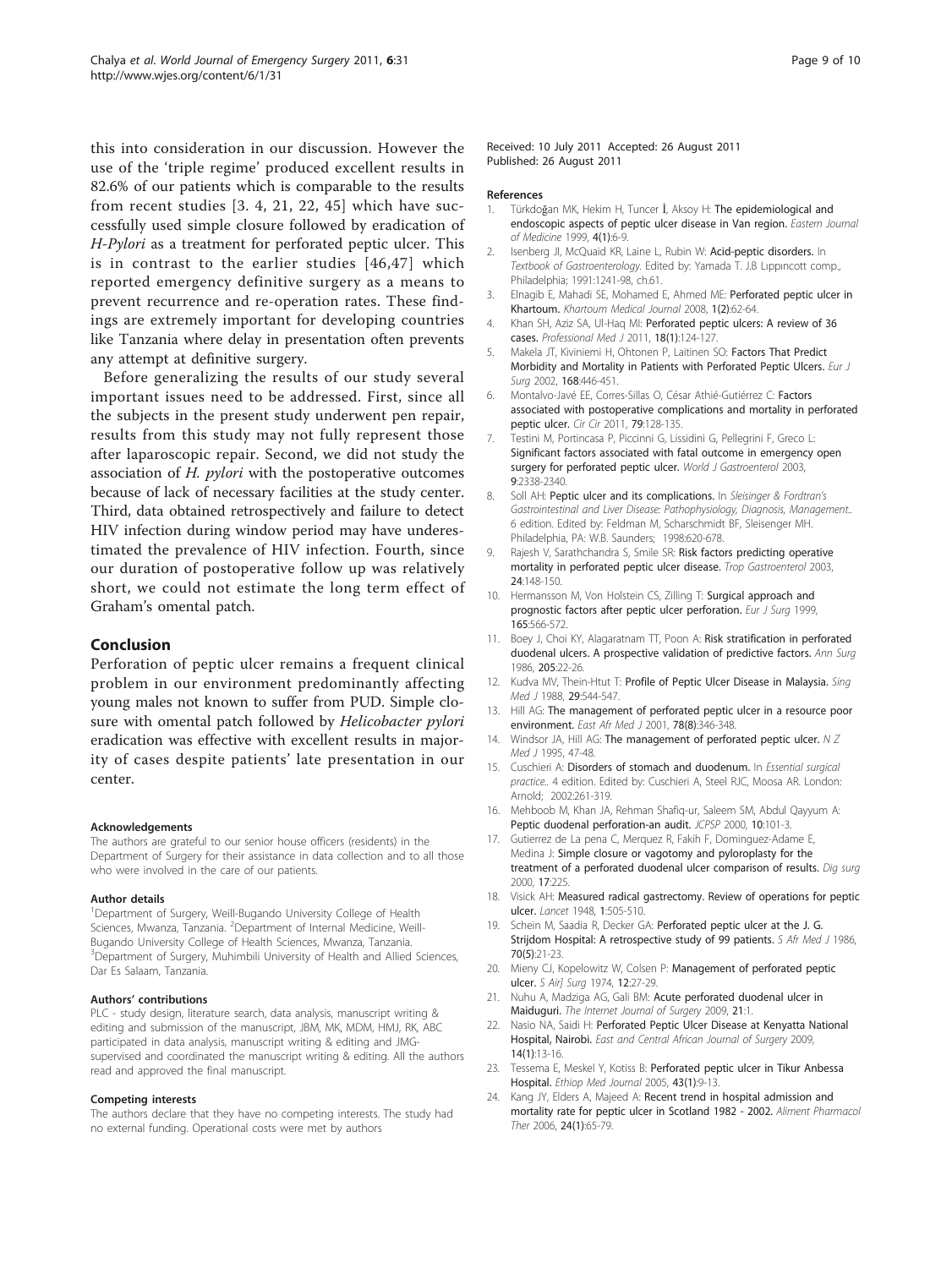this into consideration in our discussion. However the use of the 'triple regime' produced excellent results in 82.6% of our patients which is comparable to the results from recent studies [3. 4, 21, 22, 45] which have successfully used simple closure followed by eradication of *H-Pylori* as a treatment for perforated peptic ulcer. This is in contrast to the earlier studies [46,47] which reported emergency definitive surgery as a means to prevent recurrence and re-operation rates. These findings are extremely important for developing countries like Tanzania where delay in presentation often prevents any attempt at definitive surgery.

Before generalizing the results of our study several important issues need to be addressed. First, since all the subjects in the present study underwent pen repair, results from this study may not fully represent those after laparoscopic repair. Second, we did not study the association of *H. pylori* with the postoperative outcomes because of lack of necessary facilities at the study center. Third, data obtained retrospectively and failure to detect HIV infection during window period may have underestimated the prevalence of HIV infection. Fourth, since our duration of postoperative follow up was relatively short, we could not estimate the long term effect of Graham's omental patch.

## Conclusion

Perforation of peptic ulcer remains a frequent clinical problem in our environment predominantly affecting young males not known to suffer from PUD. Simple closure with omental patch followed by *Helicobacter pylori* eradication was effective with excellent results in majority of cases despite patients' late presentation in our center.

#### Acknowledgements

The authors are grateful to our senior house officers (residents) in the Department of Surgery for their assistance in data collection and to all those who were involved in the care of our patients.

#### Author details

[1]Department of Surgery, Weill-Bugando University College of Health Sciences, Mwanza, Tanzania. [2]Department of Internal Medicine, Weill-Bugando University College of Health Sciences, Mwanza, Tanzania. [3]Department of Surgery, Muhimbili University of Health and Allied Sciences, Dar Es Salaam, Tanzania.

#### Authors' contributions

PLC - study design, literature search, data analysis, manuscript writing & editing and submission of the manuscript, JBM, MK, MDM, HMJ, RK, ABC participated in data analysis, manuscript writing & editing and JMG-supervised and coordinated the manuscript writing & editing. All the authors read and approved the final manuscript.

#### Competing interests

The authors declare that they have no competing interests. The study had no external funding. Operational costs were met by authors

Received: 10 July 2011 Accepted: 26 August 2011
Published: 26 August 2011

#### References

1. Türkdoğan MK, Hekim H, Tuncer İ, Aksoy H: **The epidemiological and endoscopic aspects of peptic ulcer disease in Van region.** *Eastern Journal of Medicine* 1999, **4(1)**:6-9.
2. Isenberg JI, McQuaid KR, Laine L, Rubin W: **Acid-peptic disorders.** In *Textbook of Gastroenterology.* Edited by: Yamada T. J.B Lıppıncott comp., Philadelphia; 1991:1241-98, ch.61.
3. Elnagib E, Mahadi SE, Mohamed E, Ahmed ME: **Perforated peptic ulcer in Khartoum.** *Khartoum Medical Journal* 2008, **1(2)**:62-64.
4. Khan SH, Aziz SA, Ul-Haq MI: **Perforated peptic ulcers: A review of 36 cases.** *Professional Med J* 2011, **18(1)**:124-127.
5. Makela JT, Kiviniemi H, Ohtonen P, Laitinen SO: **Factors That Predict Morbidity and Mortality in Patients with Perforated Peptic Ulcers.** *Eur J Surg* 2002, **168**:446-451.
6. Montalvo-Javé EE, Corres-Sillas O, César Athié-Gutiérrez C: **Factors associated with postoperative complications and mortality in perforated peptic ulcer.** *Cir Cir* 2011, **79**:128-135.
7. Testini M, Portincasa P, Piccinni G, Lissidini G, Pellegrini F, Greco L: **Significant factors associated with fatal outcome in emergency open surgery for perforated peptic ulcer.** *World J Gastroenterol* 2003, **9**:2338-2340.
8. Soll AH: **Peptic ulcer and its complications.** In *Sleisinger & Fordtran's Gastrointestinal and Liver Disease: Pathophysiology, Diagnosis, Management..* 6 edition. Edited by: Feldman M, Scharschmidt BF, Sleisenger MH. Philadelphia, PA: W.B. Saunders; 1998:620-678.
9. Rajesh V, Sarathchandra S, Smile SR: **Risk factors predicting operative mortality in perforated peptic ulcer disease.** *Trop Gastroenterol* 2003, **24**:148-150.
10. Hermansson M, Von Holstein CS, Zilling T: **Surgical approach and prognostic factors after peptic ulcer perforation.** *Eur J Surg* 1999, **165**:566-572.
11. Boey J, Choi KY, Alagaratnam TT, Poon A: **Risk stratification in perforated duodenal ulcers. A prospective validation of predictive factors.** *Ann Surg* 1986, **205**:22-26.
12. Kudva MV, Thein-Htut T: **Profile of Peptic Ulcer Disease in Malaysia.** *Sing Med J* 1988, **29**:544-547.
13. Hill AG: **The management of perforated peptic ulcer in a resource poor environment.** *East Afr Med J* 2001, **78(8)**:346-348.
14. Windsor JA, Hill AG: **The management of perforated peptic ulcer.** *N Z Med J* 1995, 47-48.
15. Cuschieri A: **Disorders of stomach and duodenum.** In *Essential surgical practice..* 4 edition. Edited by: Cuschieri A, Steel RJC, Moosa AR. London: Arnold; 2002:261-319.
16. Mehboob M, Khan JA, Rehman Shafiq-ur, Saleem SM, Abdul Qayyum A: **Peptic duodenal perforation-an audit.** *JCPSP* 2000, **10**:101-3.
17. Gutierrez de La pena C, Merquez R, Fakih F, Dominguez-Adame E, Medina J: **Simple closure or vagotomy and pyloroplasty for the treatment of a perforated duodenal ulcer comparison of results.** *Dig surg* 2000, **17**:225.
18. Visick AH: **Measured radical gastrectomy. Review of operations for peptic ulcer.** *Lancet* 1948, **1**:505-510.
19. Schein M, Saadia R, Decker GA: **Perforated peptic ulcer at the J. G. Strijdom Hospital: A retrospective study of 99 patients.** *S Afr Med J* 1986, **70(5)**:21-23.
20. Mieny CJ, Kopelowitz W, Colsen P: **Management of perforated peptic ulcer.** *S Air] Surg* 1974, **12**:27-29.
21. Nuhu A, Madziga AG, Gali BM: **Acute perforated duodenal ulcer in Maiduguri.** *The Internet Journal of Surgery* 2009, **21**:1.
22. Nasio NA, Saidi H: **Perforated Peptic Ulcer Disease at Kenyatta National Hospital, Nairobi.** *East and Central African Journal of Surgery* 2009, **14(1)**:13-16.
23. Tessema E, Meskel Y, Kotiss B: **Perforated peptic ulcer in Tikur Anbessa Hospital.** *Ethiop Med Journal* 2005, **43(1)**:9-13.
24. Kang JY, Elders A, Majeed A: **Recent trend in hospital admission and mortality rate for peptic ulcer in Scotland 1982 - 2002.** *Aliment Pharmacol Ther* 2006, **24(1)**:65-79.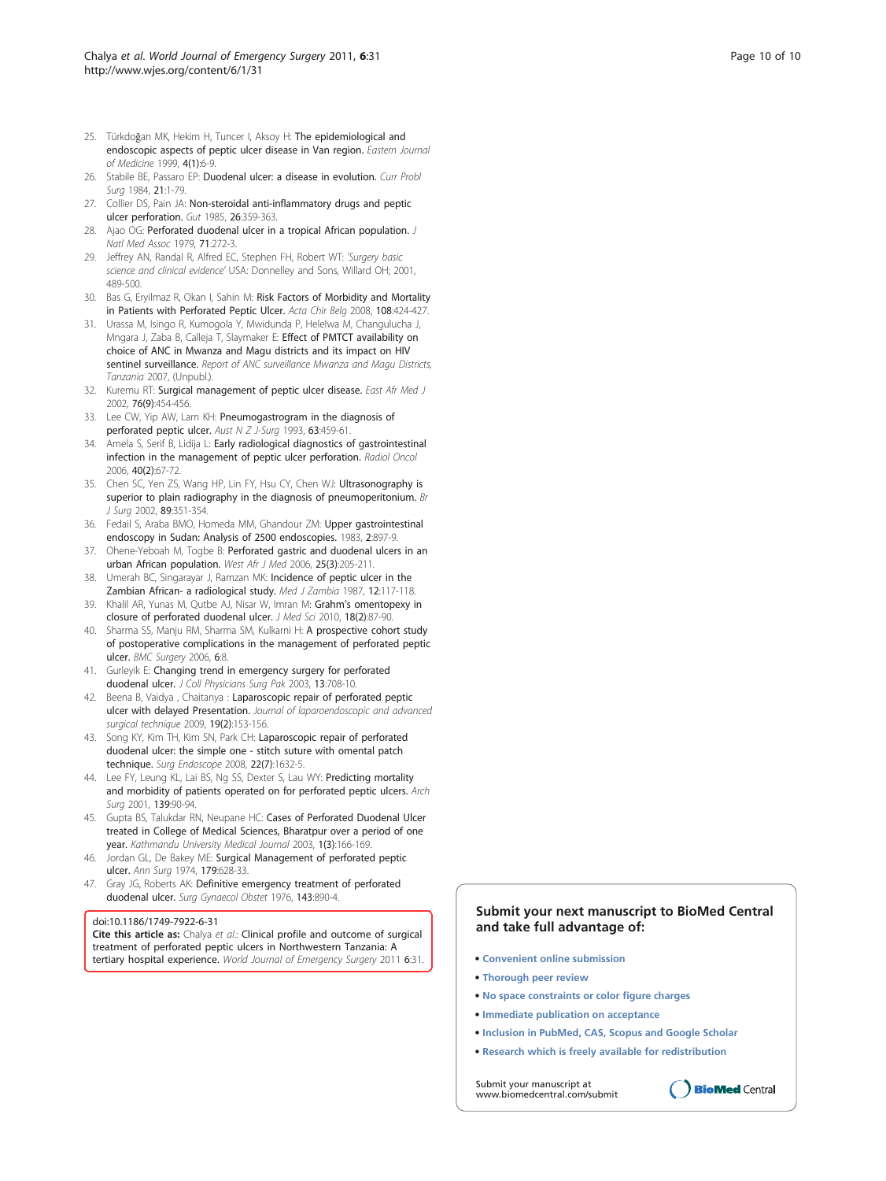25. Türkdoğan MK, Hekim H, Tuncer I, Aksoy H: **The epidemiological and endoscopic aspects of peptic ulcer disease in Van region.** *Eastern Journal of Medicine* 1999, **4(1)**:6-9.
26. Stabile BE, Passaro EP: **Duodenal ulcer: a disease in evolution.** *Curr Probl Surg* 1984, **21**:1-79.
27. Collier DS, Pain JA: **Non-steroidal anti-inflammatory drugs and peptic ulcer perforation.** *Gut* 1985, **26**:359-363.
28. Ajao OG: **Perforated duodenal ulcer in a tropical African population.** *J Natl Med Assoc* 1979, **71**:272-3.
29. Jeffrey AN, Randal R, Alfred EC, Stephen FH, Robert WT: *'Surgery basic science and clinical evidence'* USA: Donnelley and Sons, Willard OH; 2001, 489-500.
30. Bas G, Eryilmaz R, Okan I, Sahin M: **Risk Factors of Morbidity and Mortality in Patients with Perforated Peptic Ulcer.** *Acta Chir Belg* 2008, **108**:424-427.
31. Urassa M, Isingo R, Kumogola Y, Mwidunda P, Helelwa M, Changulucha J, Mngara J, Zaba B, Calleja T, Slaymaker E: **Effect of PMTCT availability on choice of ANC in Mwanza and Magu districts and its impact on HIV sentinel surveillance.** *Report of ANC surveillance Mwanza and Magu Districts, Tanzania* 2007, (Unpubl.).
32. Kuremu RT: **Surgical management of peptic ulcer disease.** *East Afr Med J* 2002, **76(9)**:454-456.
33. Lee CW, Yip AW, Lam KH: **Pneumogastrogram in the diagnosis of perforated peptic ulcer.** *Aust N Z J-Surg* 1993, **63**:459-61.
34. Amela S, Serif B, Lidija L: **Early radiological diagnostics of gastrointestinal infection in the management of peptic ulcer perforation.** *Radiol Oncol* 2006, **40(2)**:67-72.
35. Chen SC, Yen ZS, Wang HP, Lin FY, Hsu CY, Chen WJ: **Ultrasonography is superior to plain radiography in the diagnosis of pneumoperitonium.** *Br J Surg* 2002, **89**:351-354.
36. Fedail S, Araba BMO, Homeda MM, Ghandour ZM: **Upper gastrointestinal endoscopy in Sudan: Analysis of 2500 endoscopies.** 1983, **2**:897-9.
37. Ohene-Yeboah M, Togbe B: **Perforated gastric and duodenal ulcers in an urban African population.** *West Afr J Med* 2006, **25(3)**:205-211.
38. Umerah BC, Singarayar J, Ramzan MK: **Incidence of peptic ulcer in the Zambian African- a radiological study.** *Med J Zambia* 1987, **12**:117-118.
39. Khalil AR, Yunas M, Qutbe AJ, Nisar W, Imran M: **Grahm's omentopexy in closure of perforated duodenal ulcer.** *J Med Sci* 2010, **18(2)**:87-90.
40. Sharma SS, Manju RM, Sharma SM, Kulkarni H: **A prospective cohort study of postoperative complications in the management of perforated peptic ulcer.** *BMC Surgery* 2006, **6**:8.
41. Gurleyik E: **Changing trend in emergency surgery for perforated duodenal ulcer.** *J Coll Physicians Surg Pak* 2003, **13**:708-10.
42. Beena B, Vaidya , Chaitanya : **Laparoscopic repair of perforated peptic ulcer with delayed Presentation.** *Journal of laparoendoscopic and advanced surgical technique* 2009, **19(2)**:153-156.
43. Song KY, Kim TH, Kim SN, Park CH: **Laparoscopic repair of perforated duodenal ulcer: the simple one - stitch suture with omental patch technique.** *Surg Endoscope* 2008, **22(7)**:1632-5.
44. Lee FY, Leung KL, Lai BS, Ng SS, Dexter S, Lau WY: **Predicting mortality and morbidity of patients operated on for perforated peptic ulcers.** *Arch Surg* 2001, **139**:90-94.
45. Gupta BS, Talukdar RN, Neupane HC: **Cases of Perforated Duodenal Ulcer treated in College of Medical Sciences, Bharatpur over a period of one year.** *Kathmandu University Medical Journal* 2003, **1(3)**:166-169.
46. Jordan GL, De Bakey ME: **Surgical Management of perforated peptic ulcer.** *Ann Surg* 1974, **179**:628-33.
47. Gray JG, Roberts AK: **Definitive emergency treatment of perforated duodenal ulcer.** *Surg Gynaecol Obstet* 1976, **143**:890-4.

doi:10.1186/1749-7922-6-31

**Cite this article as:** Chalya *et al.*: Clinical profile and outcome of surgical treatment of perforated peptic ulcers in Northwestern Tanzania: A tertiary hospital experience. *World Journal of Emergency Surgery* 2011 **6**:31.

**Submit your next manuscript to BioMed Central and take full advantage of:**

- Convenient online submission
- Thorough peer review
- No space constraints or color figure charges
- Immediate publication on acceptance
- Inclusion in PubMed, CAS, Scopus and Google Scholar
- Research which is freely available for redistribution

Submit your manuscript at www.biomedcentral.com/submit

BioMed Central